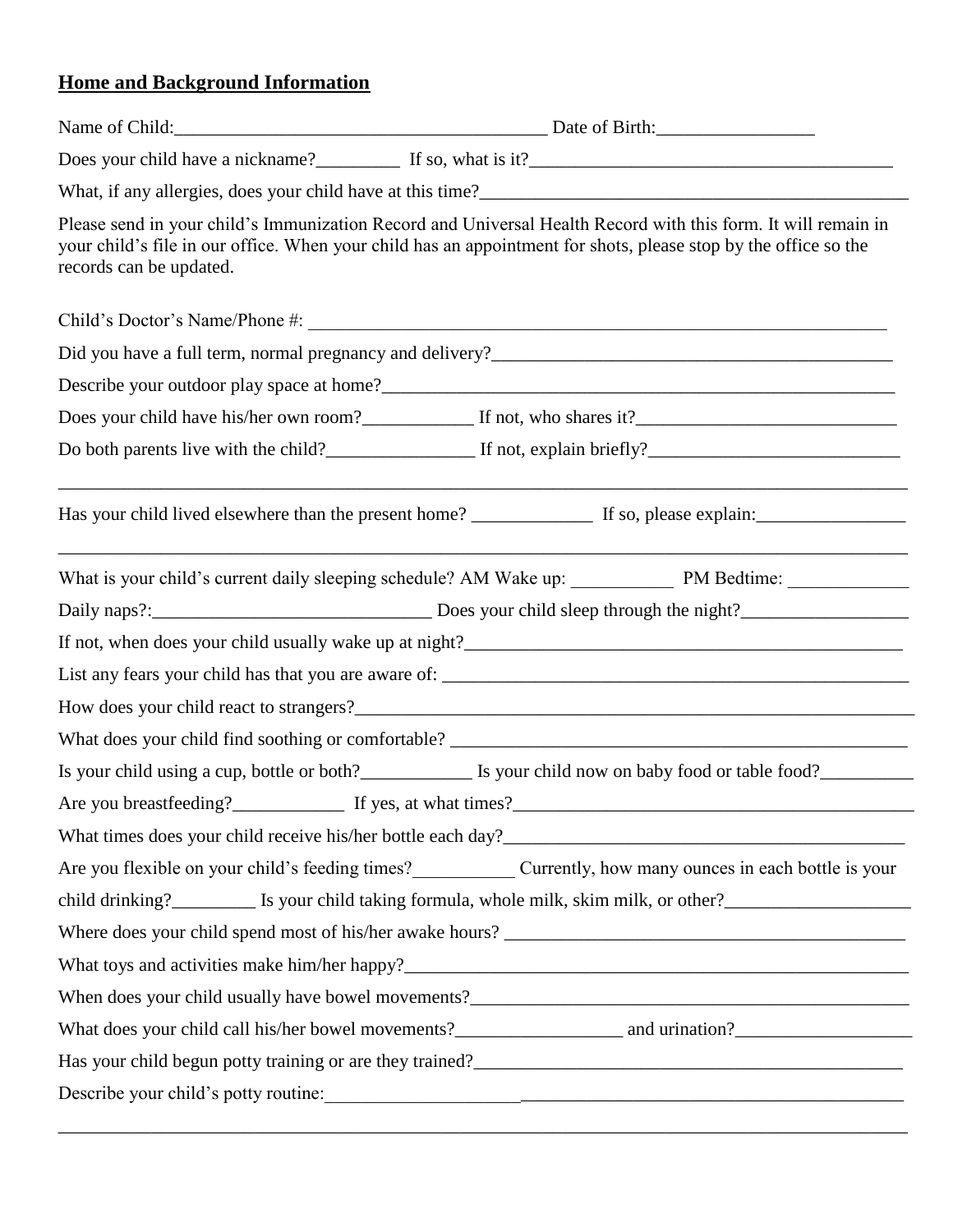## **Home and Background Information**

Name of Child:________________________________________ Date of Birth:_________________

Does your child have a nickname?_________ If so, what is it?________________________________________

What, if any allergies, does your child have at this time?________________________________________________

Please send in your child's Immunization Record and Universal Health Record with this form. It will remain in your child's file in our office. When your child has an appointment for shots, please stop by the office so the records can be updated.

Child's Doctor's Name/Phone #: _________________________________________________________________

Did you have a full term, normal pregnancy and delivery?_____________________________________________

Describe your outdoor play space at home?__________________________________________________________

Does your child have his/her own room?____________ If not, who shares it?____________________________

Do both parents live with the child?________________ If not, explain briefly?___________________________

_____________________________________________________________________________________________

Has your child lived elsewhere than the present home? _____________ If so, please explain:________________

_____________________________________________________________________________________________

What is your child's current daily sleeping schedule? AM Wake up: ___________ PM Bedtime: _____________

Daily naps?:______________________________ Does your child sleep through the night?__________________

If not, when does your child usually wake up at night?_________________________________________________

List any fears your child has that you are aware of: ____________________________________________________

How does your child react to strangers?_____________________________________________________________

What does your child find soothing or comfortable? ___________________________________________________

Is your child using a cup, bottle or both?____________ Is your child now on baby food or table food?__________

Are you breastfeeding?____________ If yes, at what times?_____________________________________________

What times does your child receive his/her bottle each day?_____________________________________________

Are you flexible on your child's feeding times?___________ Currently, how many ounces in each bottle is your child drinking?_________ Is your child taking formula, whole milk, skim milk, or other?____________________

Where does your child spend most of his/her awake hours? ____________________________________________

What toys and activities make him/her happy?________________________________________________________

When does your child usually have bowel movements?_________________________________________________

What does your child call his/her bowel movements?__________________ and urination?___________________

Has your child begun potty training or are they trained?_______________________________________________

Describe your child's potty routine:_______________________________________________________________

_____________________________________________________________________________________________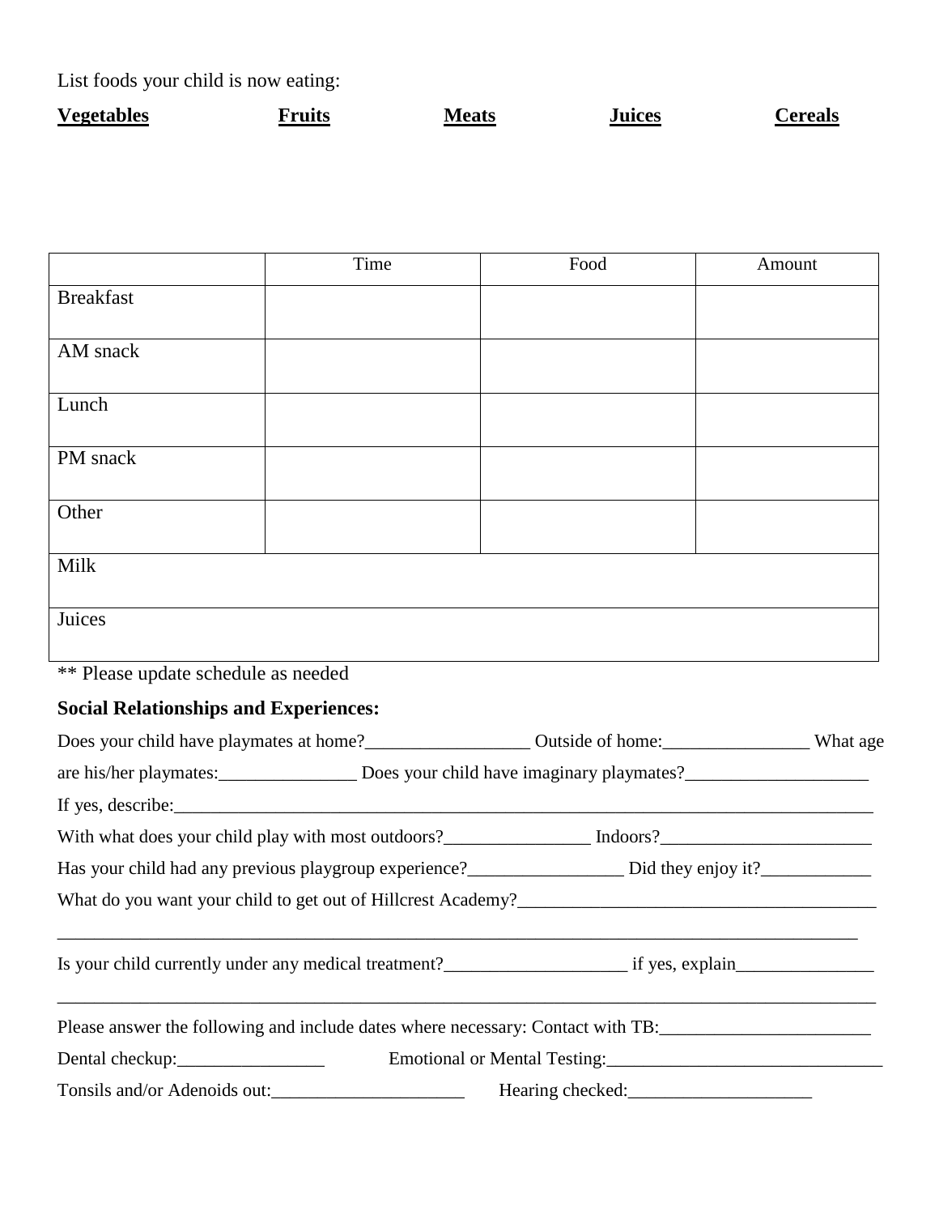List foods your child is now eating:

**Vegetables** **Fruits** **Meats** **Juices** **Cereals**

| | Time | Food | Amount |
|---|---|---|---|
| Breakfast | | | |
| AM snack | | | |
| Lunch | | | |
| PM snack | | | |
| Other | | | |
| Milk | | | |
| Juices | | | |

** Please update schedule as needed

**Social Relationships and Experiences:**

Does your child have playmates at home?__________________ Outside of home:________________ What age are his/her playmates:_______________ Does your child have imaginary playmates?____________________

If yes, describe:_______________________________________________________________________________

With what does your child play with most outdoors?________________ Indoors?_______________________

Has your child had any previous playgroup experience?_________________ Did they enjoy it?____________

What do you want your child to get out of Hillcrest Academy?________________________________________

_______________________________________________________________________________________

Is your child currently under any medical treatment?____________________ if yes, explain_______________

_______________________________________________________________________________________

Please answer the following and include dates where necessary: Contact with TB:_______________________

Dental checkup:________________ Emotional or Mental Testing:______________________________

Tonsils and/or Adenoids out:_____________________ Hearing checked:____________________